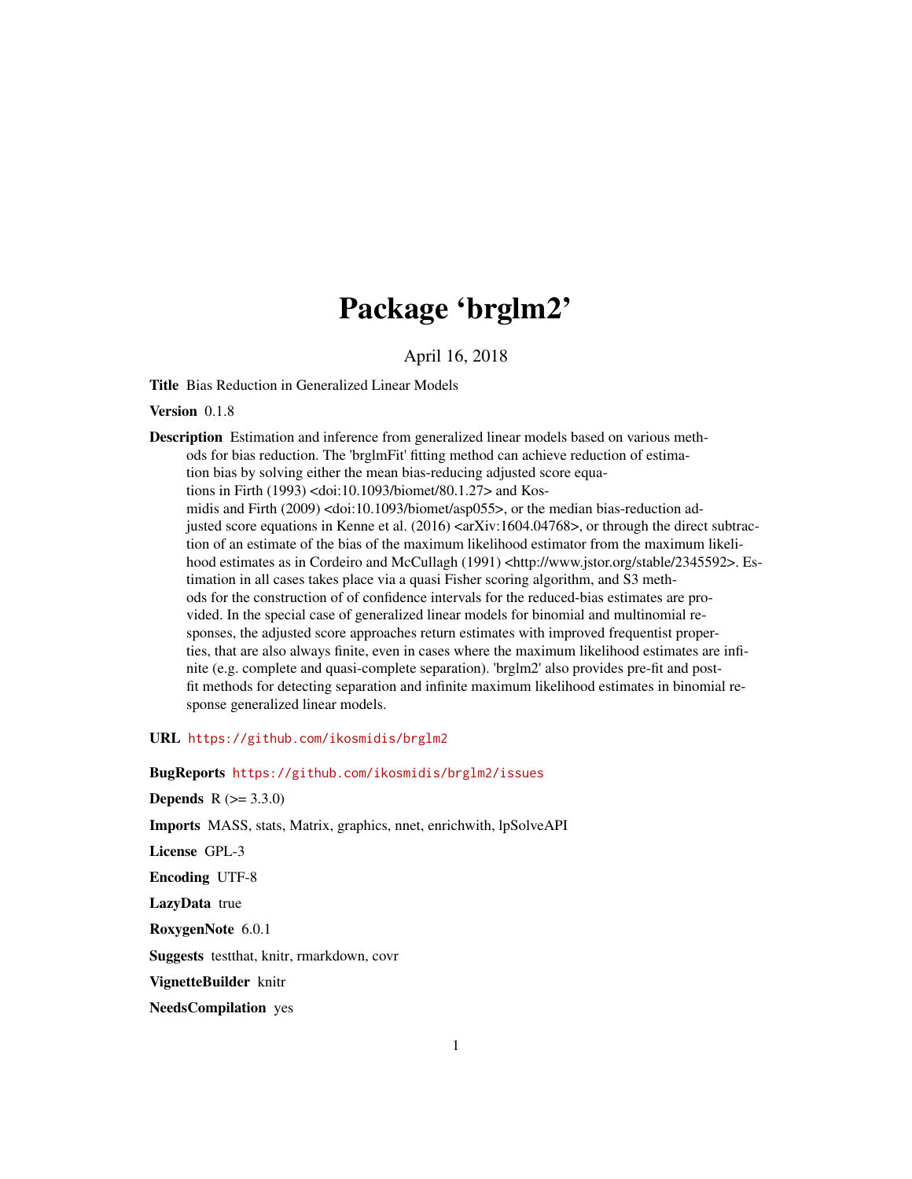# Package 'brglm2'

April 16, 2018

**Title** Bias Reduction in Generalized Linear Models

**Version** 0.1.8

**Description** Estimation and inference from generalized linear models based on various methods for bias reduction. The 'brglmFit' fitting method can achieve reduction of estimation bias by solving either the mean bias-reducing adjusted score equations in Firth (1993) <doi:10.1093/biomet/80.1.27> and Kosmidis and Firth (2009) <doi:10.1093/biomet/asp055>, or the median bias-reduction adjusted score equations in Kenne et al. (2016) <arXiv:1604.04768>, or through the direct subtraction of an estimate of the bias of the maximum likelihood estimator from the maximum likelihood estimates as in Cordeiro and McCullagh (1991) <http://www.jstor.org/stable/2345592>. Estimation in all cases takes place via a quasi Fisher scoring algorithm, and S3 methods for the construction of of confidence intervals for the reduced-bias estimates are provided. In the special case of generalized linear models for binomial and multinomial responses, the adjusted score approaches return estimates with improved frequentist properties, that are also always finite, even in cases where the maximum likelihood estimates are infinite (e.g. complete and quasi-complete separation). 'brglm2' also provides pre-fit and post-fit methods for detecting separation and infinite maximum likelihood estimates in binomial response generalized linear models.

**URL** https://github.com/ikosmidis/brglm2

**BugReports** https://github.com/ikosmidis/brglm2/issues

**Depends** R (>= 3.3.0)

**Imports** MASS, stats, Matrix, graphics, nnet, enrichwith, lpSolveAPI

**License** GPL-3

**Encoding** UTF-8

**LazyData** true

**RoxygenNote** 6.0.1

**Suggests** testthat, knitr, rmarkdown, covr

**VignetteBuilder** knitr

**NeedsCompilation** yes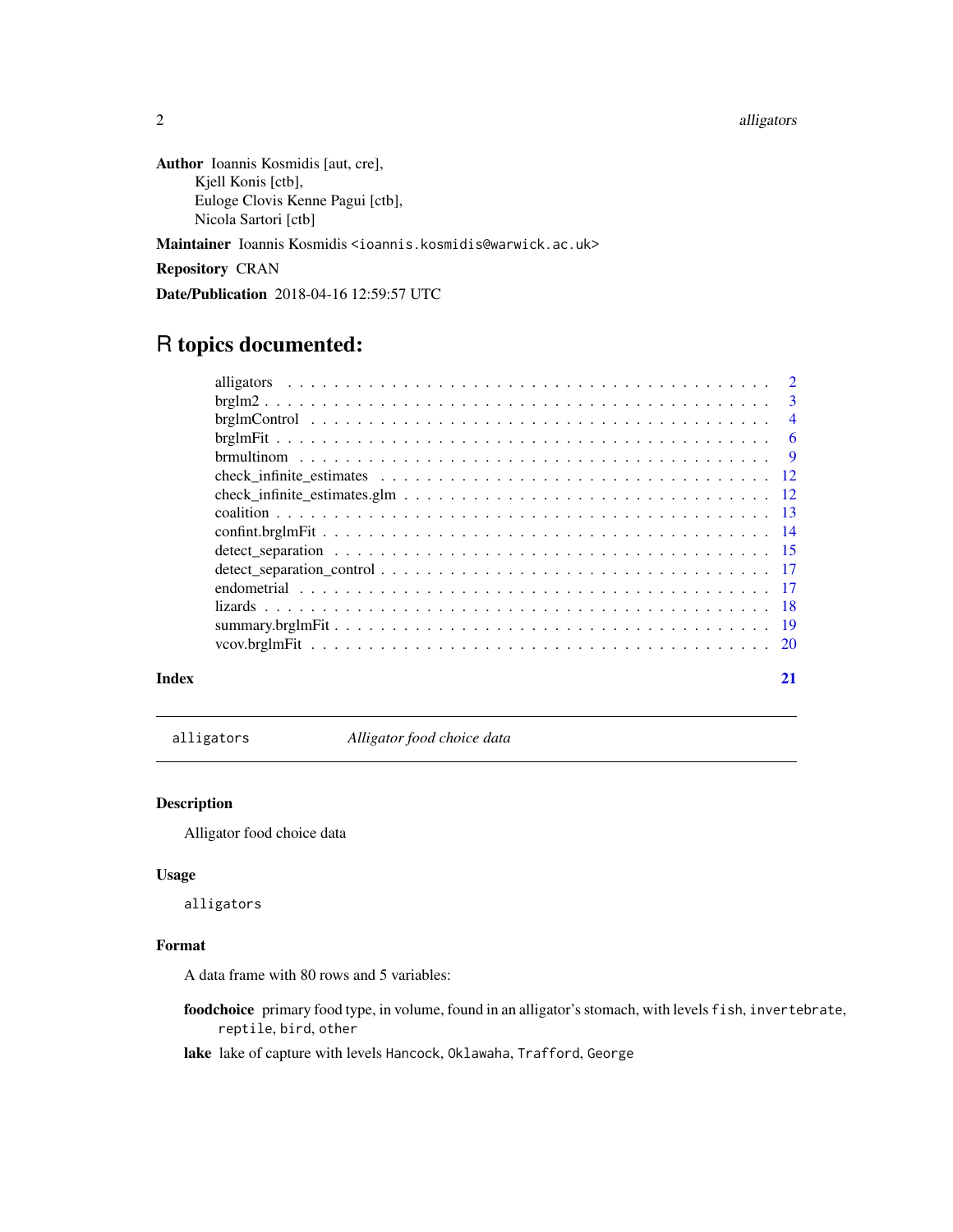**Author** Ioannis Kosmidis [aut, cre],
Kjell Konis [ctb],
Euloge Clovis Kenne Pagui [ctb],
Nicola Sartori [ctb]

**Maintainer** Ioannis Kosmidis <ioannis.kosmidis@warwick.ac.uk>

**Repository** CRAN

**Date/Publication** 2018-04-16 12:59:57 UTC

# R topics documented:

- alligators . . . . . . . . . . . . . . . . . . . . . . . . . . . . . . . . . . . . . . . . 2
- brglm2 . . . . . . . . . . . . . . . . . . . . . . . . . . . . . . . . . . . . . . . . . 3
- brglmControl . . . . . . . . . . . . . . . . . . . . . . . . . . . . . . . . . . . . . . 4
- brglmFit . . . . . . . . . . . . . . . . . . . . . . . . . . . . . . . . . . . . . . . . 6
- brmultinom . . . . . . . . . . . . . . . . . . . . . . . . . . . . . . . . . . . . . . . 9
- check_infinite_estimates . . . . . . . . . . . . . . . . . . . . . . . . . . . . . . . 12
- check_infinite_estimates.glm . . . . . . . . . . . . . . . . . . . . . . . . . . . . . 12
- coalition . . . . . . . . . . . . . . . . . . . . . . . . . . . . . . . . . . . . . . . . 13
- confint.brglmFit . . . . . . . . . . . . . . . . . . . . . . . . . . . . . . . . . . . . 14
- detect_separation . . . . . . . . . . . . . . . . . . . . . . . . . . . . . . . . . . . 15
- detect_separation_control . . . . . . . . . . . . . . . . . . . . . . . . . . . . . . 17
- endometrial . . . . . . . . . . . . . . . . . . . . . . . . . . . . . . . . . . . . . . 17
- lizards . . . . . . . . . . . . . . . . . . . . . . . . . . . . . . . . . . . . . . . . . 18
- summary.brglmFit . . . . . . . . . . . . . . . . . . . . . . . . . . . . . . . . . . . 19
- vcov.brglmFit . . . . . . . . . . . . . . . . . . . . . . . . . . . . . . . . . . . . . 20

**Index** 21

---

`alligators` *Alligator food choice data*

---

### Description

Alligator food choice data

### Usage

```
alligators
```

### Format

A data frame with 80 rows and 5 variables:

**foodchoice** primary food type, in volume, found in an alligator's stomach, with levels `fish`, `invertebrate`, `reptile`, `bird`, `other`

**lake** lake of capture with levels `Hancock`, `Oklawaha`, `Trafford`, `George`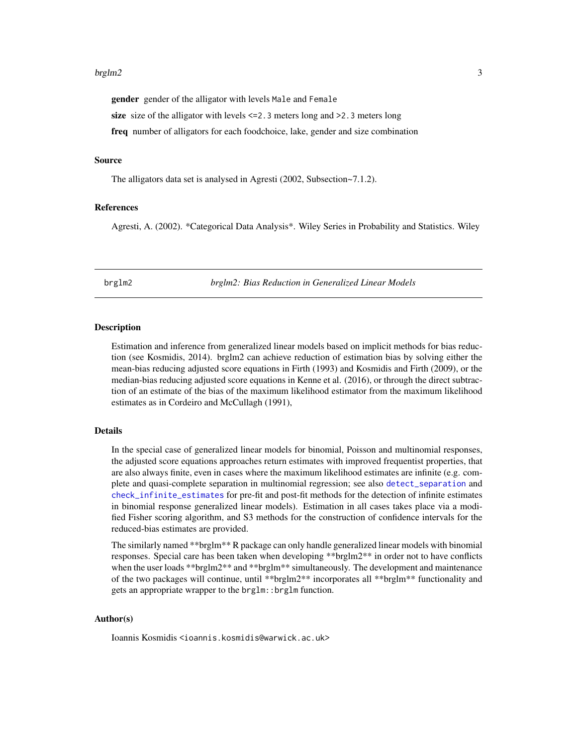**gender** gender of the alligator with levels `Male` and `Female`

**size** size of the alligator with levels `<=2.3` meters long and `>2.3` meters long

**freq** number of alligators for each foodchoice, lake, gender and size combination

### Source

The alligators data set is analysed in Agresti (2002, Subsection~7.1.2).

### References

Agresti, A. (2002). *Categorical Data Analysis*. Wiley Series in Probability and Statistics. Wiley

---

## brglm2 — *brglm2: Bias Reduction in Generalized Linear Models*

### Description

Estimation and inference from generalized linear models based on implicit methods for bias reduction (see Kosmidis, 2014). brglm2 can achieve reduction of estimation bias by solving either the mean-bias reducing adjusted score equations in Firth (1993) and Kosmidis and Firth (2009), or the median-bias reducing adjusted score equations in Kenne et al. (2016), or through the direct subtraction of an estimate of the bias of the maximum likelihood estimator from the maximum likelihood estimates as in Cordeiro and McCullagh (1991),

### Details

In the special case of generalized linear models for binomial, Poisson and multinomial responses, the adjusted score equations approaches return estimates with improved frequentist properties, that are also always finite, even in cases where the maximum likelihood estimates are infinite (e.g. complete and quasi-complete separation in multinomial regression; see also `detect_separation` and `check_infinite_estimates` for pre-fit and post-fit methods for the detection of infinite estimates in binomial response generalized linear models). Estimation in all cases takes place via a modified Fisher scoring algorithm, and S3 methods for the construction of confidence intervals for the reduced-bias estimates are provided.

The similarly named **brglm** R package can only handle generalized linear models with binomial responses. Special care has been taken when developing **brglm2** in order not to have conflicts when the user loads **brglm2** and **brglm** simultaneously. The development and maintenance of the two packages will continue, until **brglm2** incorporates all **brglm** functionality and gets an appropriate wrapper to the `brglm::brglm` function.

### Author(s)

Ioannis Kosmidis `<ioannis.kosmidis@warwick.ac.uk>`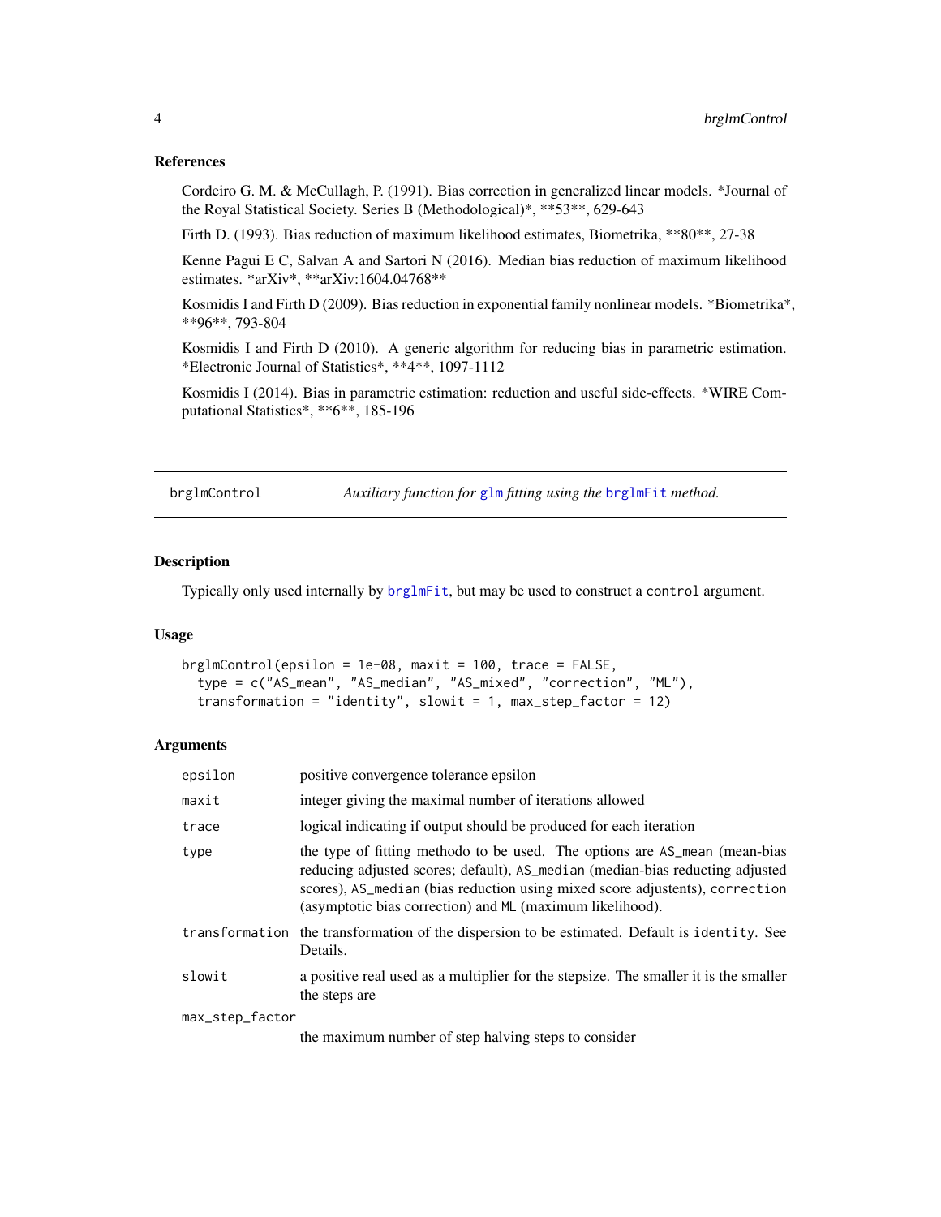### References

Cordeiro G. M. & McCullagh, P. (1991). Bias correction in generalized linear models. *Journal of the Royal Statistical Society. Series B (Methodological)*, **53**, 629-643

Firth D. (1993). Bias reduction of maximum likelihood estimates, Biometrika, **80**, 27-38

Kenne Pagui E C, Salvan A and Sartori N (2016). Median bias reduction of maximum likelihood estimates. *arXiv*, **arXiv:1604.04768**

Kosmidis I and Firth D (2009). Bias reduction in exponential family nonlinear models. *Biometrika*, **96**, 793-804

Kosmidis I and Firth D (2010). A generic algorithm for reducing bias in parametric estimation. *Electronic Journal of Statistics*, **4**, 1097-1112

Kosmidis I (2014). Bias in parametric estimation: reduction and useful side-effects. *WIRE Computational Statistics*, **6**, 185-196

---

## brglmControl — *Auxiliary function for `glm` fitting using the `brglmFit` method.*

### Description

Typically only used internally by `brglmFit`, but may be used to construct a `control` argument.

### Usage

```
brglmControl(epsilon = 1e-08, maxit = 100, trace = FALSE,
  type = c("AS_mean", "AS_median", "AS_mixed", "correction", "ML"),
  transformation = "identity", slowit = 1, max_step_factor = 12)
```

### Arguments

| | |
|---|---|
| `epsilon` | positive convergence tolerance epsilon |
| `maxit` | integer giving the maximal number of iterations allowed |
| `trace` | logical indicating if output should be produced for each iteration |
| `type` | the type of fitting methodo to be used. The options are `AS_mean` (mean-bias reducing adjusted scores; default), `AS_median` (median-bias reducting adjusted scores), `AS_median` (bias reduction using mixed score adjustents), `correction` (asymptotic bias correction) and `ML` (maximum likelihood). |
| `transformation` | the transformation of the dispersion to be estimated. Default is `identity`. See Details. |
| `slowit` | a positive real used as a multiplier for the stepsize. The smaller it is the smaller the steps are |
| `max_step_factor` | the maximum number of step halving steps to consider |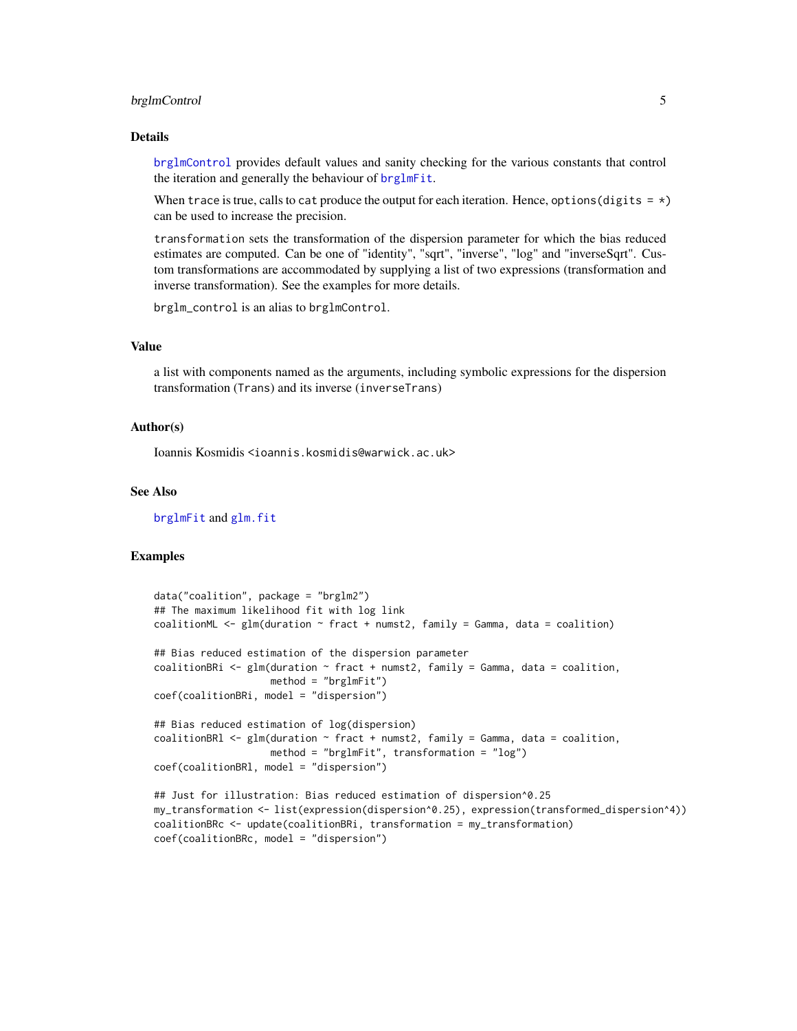### Details

brglmControl provides default values and sanity checking for the various constants that control the iteration and generally the behaviour of brglmFit.

When trace is true, calls to cat produce the output for each iteration. Hence, options(digits = *) can be used to increase the precision.

transformation sets the transformation of the dispersion parameter for which the bias reduced estimates are computed. Can be one of "identity", "sqrt", "inverse", "log" and "inverseSqrt". Custom transformations are accommodated by supplying a list of two expressions (transformation and inverse transformation). See the examples for more details.

brglm_control is an alias to brglmControl.

### Value

a list with components named as the arguments, including symbolic expressions for the dispersion transformation (Trans) and its inverse (inverseTrans)

### Author(s)

Ioannis Kosmidis <ioannis.kosmidis@warwick.ac.uk>

### See Also

brglmFit and glm.fit

### Examples

```
data("coalition", package = "brglm2")
## The maximum likelihood fit with log link
coalitionML <- glm(duration ~ fract + numst2, family = Gamma, data = coalition)

## Bias reduced estimation of the dispersion parameter
coalitionBRi <- glm(duration ~ fract + numst2, family = Gamma, data = coalition,
                    method = "brglmFit")
coef(coalitionBRi, model = "dispersion")

## Bias reduced estimation of log(dispersion)
coalitionBRl <- glm(duration ~ fract + numst2, family = Gamma, data = coalition,
                    method = "brglmFit", transformation = "log")
coef(coalitionBRl, model = "dispersion")

## Just for illustration: Bias reduced estimation of dispersion^0.25
my_transformation <- list(expression(dispersion^0.25), expression(transformed_dispersion^4))
coalitionBRc <- update(coalitionBRi, transformation = my_transformation)
coef(coalitionBRc, model = "dispersion")
```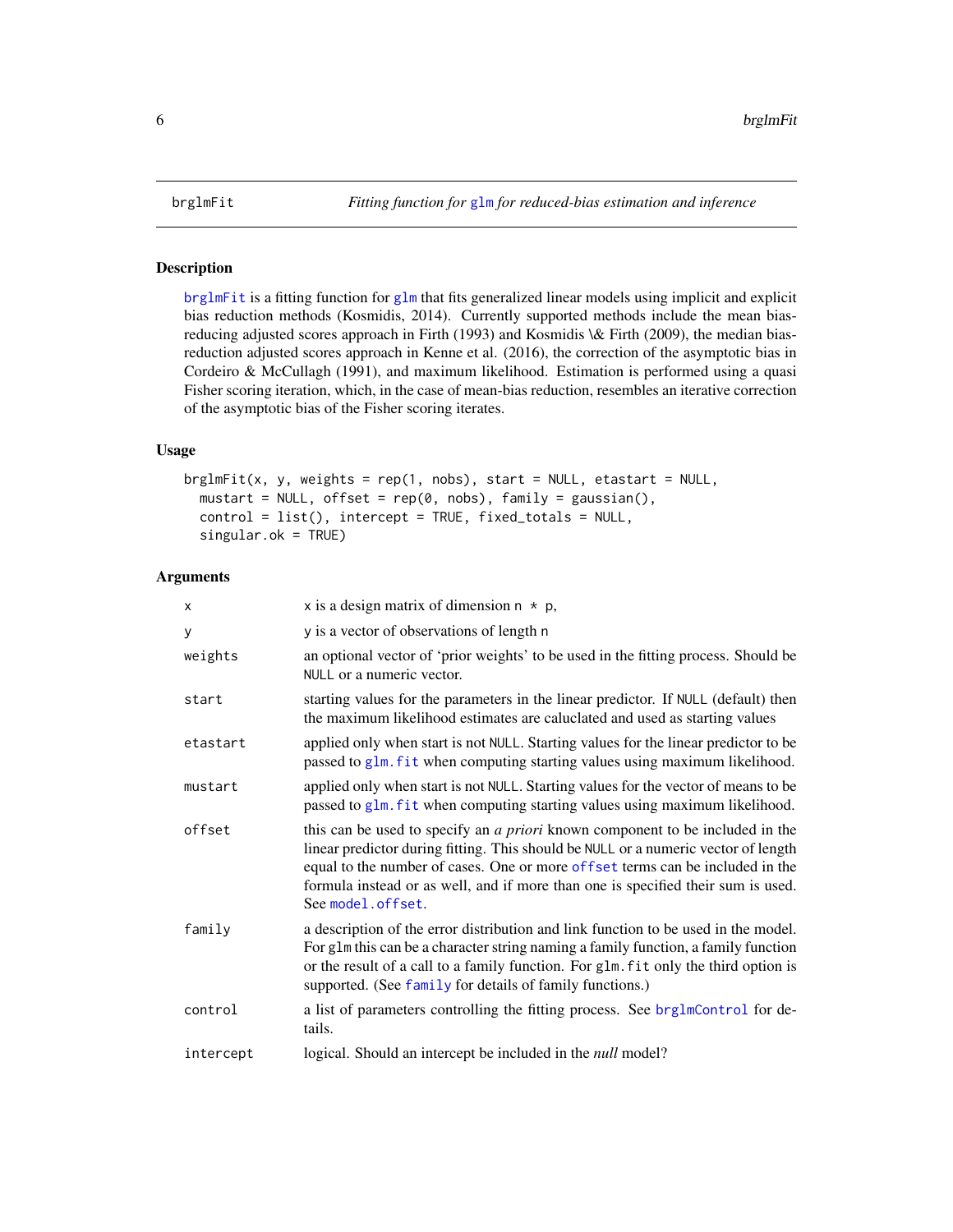brglmFit — *Fitting function for glm for reduced-bias estimation and inference*

### Description

brglmFit is a fitting function for glm that fits generalized linear models using implicit and explicit bias reduction methods (Kosmidis, 2014). Currently supported methods include the mean bias-reducing adjusted scores approach in Firth (1993) and Kosmidis \& Firth (2009), the median bias-reduction adjusted scores approach in Kenne et al. (2016), the correction of the asymptotic bias in Cordeiro & McCullagh (1991), and maximum likelihood. Estimation is performed using a quasi Fisher scoring iteration, which, in the case of mean-bias reduction, resembles an iterative correction of the asymptotic bias of the Fisher scoring iterates.

### Usage

```
brglmFit(x, y, weights = rep(1, nobs), start = NULL, etastart = NULL,
  mustart = NULL, offset = rep(0, nobs), family = gaussian(),
  control = list(), intercept = TRUE, fixed_totals = NULL,
  singular.ok = TRUE)
```

### Arguments

| | |
|---|---|
| `x` | `x` is a design matrix of dimension `n * p`, |
| `y` | `y` is a vector of observations of length `n` |
| `weights` | an optional vector of 'prior weights' to be used in the fitting process. Should be `NULL` or a numeric vector. |
| `start` | starting values for the parameters in the linear predictor. If `NULL` (default) then the maximum likelihood estimates are caluclated and used as starting values |
| `etastart` | applied only when start is not `NULL`. Starting values for the linear predictor to be passed to `glm.fit` when computing starting values using maximum likelihood. |
| `mustart` | applied only when start is not `NULL`. Starting values for the vector of means to be passed to `glm.fit` when computing starting values using maximum likelihood. |
| `offset` | this can be used to specify an *a priori* known component to be included in the linear predictor during fitting. This should be `NULL` or a numeric vector of length equal to the number of cases. One or more `offset` terms can be included in the formula instead or as well, and if more than one is specified their sum is used. See `model.offset`. |
| `family` | a description of the error distribution and link function to be used in the model. For `glm` this can be a character string naming a family function, a family function or the result of a call to a family function. For `glm.fit` only the third option is supported. (See `family` for details of family functions.) |
| `control` | a list of parameters controlling the fitting process. See `brglmControl` for details. |
| `intercept` | logical. Should an intercept be included in the *null* model? |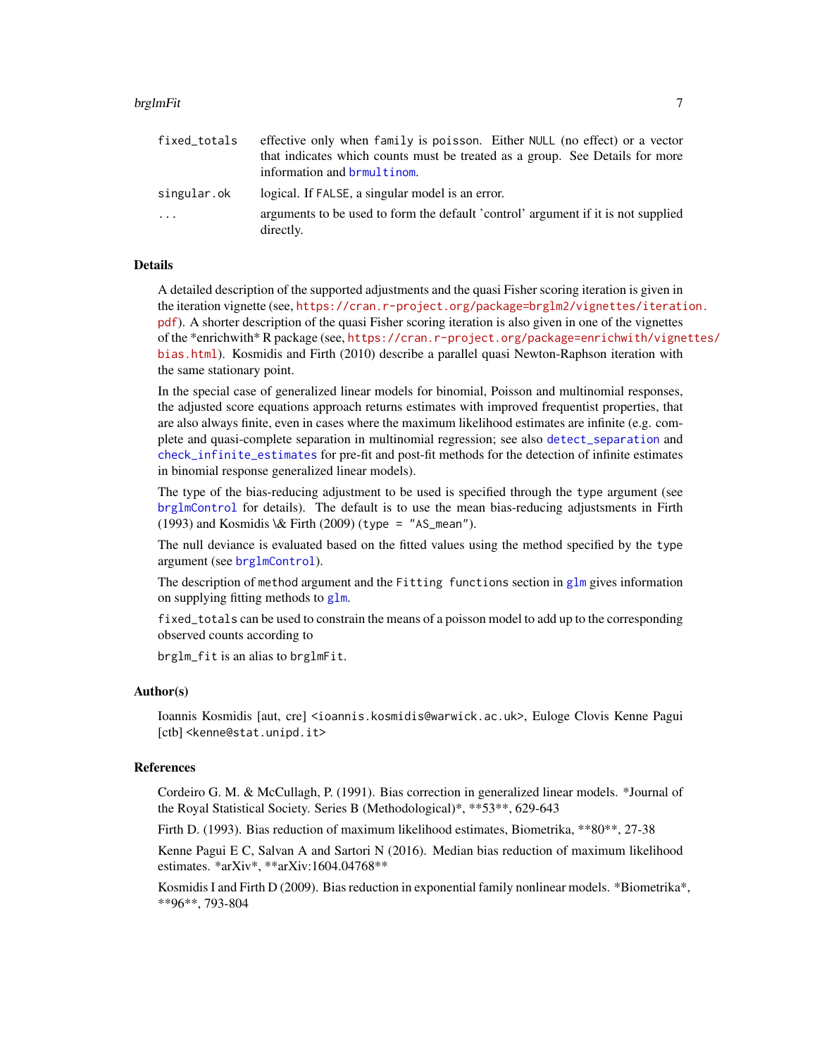| | |
|---|---|
| `fixed_totals` | effective only when `family` is `poisson`. Either `NULL` (no effect) or a vector that indicates which counts must be treated as a group. See Details for more information and `brmultinom`. |
| `singular.ok` | logical. If `FALSE`, a singular model is an error. |
| `...` | arguments to be used to form the default 'control' argument if it is not supplied directly. |

## Details

A detailed description of the supported adjustments and the quasi Fisher scoring iteration is given in the iteration vignette (see, https://cran.r-project.org/package=brglm2/vignettes/iteration.pdf). A shorter description of the quasi Fisher scoring iteration is also given in one of the vignettes of the *enrichwith* R package (see, https://cran.r-project.org/package=enrichwith/vignettes/bias.html). Kosmidis and Firth (2010) describe a parallel quasi Newton-Raphson iteration with the same stationary point.

In the special case of generalized linear models for binomial, Poisson and multinomial responses, the adjusted score equations approach returns estimates with improved frequentist properties, that are also always finite, even in cases where the maximum likelihood estimates are infinite (e.g. complete and quasi-complete separation in multinomial regression; see also `detect_separation` and `check_infinite_estimates` for pre-fit and post-fit methods for the detection of infinite estimates in binomial response generalized linear models).

The type of the bias-reducing adjustment to be used is specified through the `type` argument (see `brglmControl` for details). The default is to use the mean bias-reducing adjustments in Firth (1993) and Kosmidis \& Firth (2009) (`type = "AS_mean"`).

The null deviance is evaluated based on the fitted values using the method specified by the `type` argument (see `brglmControl`).

The description of `method` argument and the `Fitting functions` section in `glm` gives information on supplying fitting methods to `glm`.

`fixed_totals` can be used to constrain the means of a poisson model to add up to the corresponding observed counts according to

`brglm_fit` is an alias to `brglmFit`.

## Author(s)

Ioannis Kosmidis [aut, cre] <ioannis.kosmidis@warwick.ac.uk>, Euloge Clovis Kenne Pagui [ctb] <kenne@stat.unipd.it>

## References

Cordeiro G. M. & McCullagh, P. (1991). Bias correction in generalized linear models. *Journal of the Royal Statistical Society. Series B (Methodological)*, **53**, 629-643

Firth D. (1993). Bias reduction of maximum likelihood estimates, Biometrika, **80**, 27-38

Kenne Pagui E C, Salvan A and Sartori N (2016). Median bias reduction of maximum likelihood estimates. *arXiv*, **arXiv:1604.04768**

Kosmidis I and Firth D (2009). Bias reduction in exponential family nonlinear models. *Biometrika*, **96**, 793-804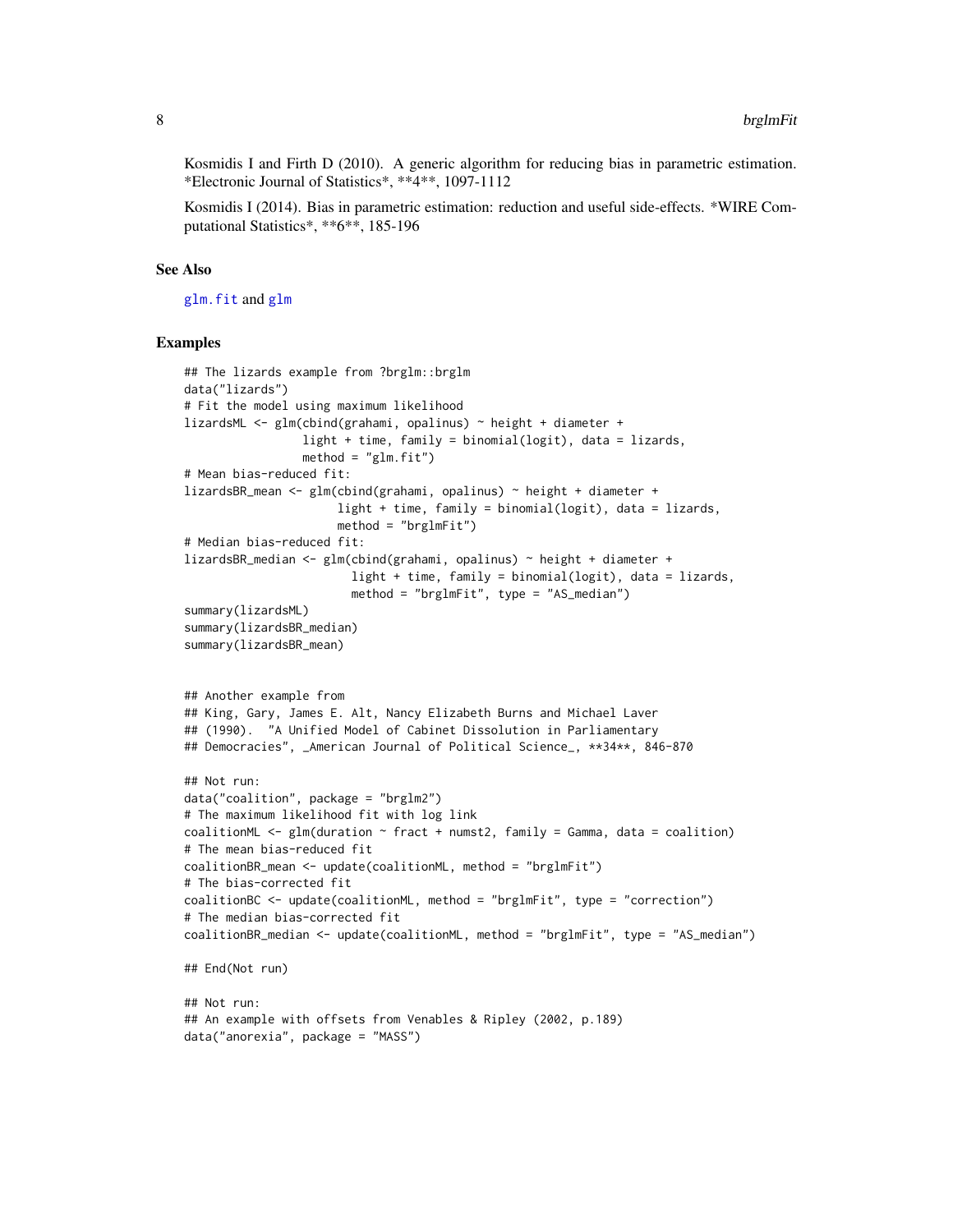Kosmidis I and Firth D (2010). A generic algorithm for reducing bias in parametric estimation. *Electronic Journal of Statistics*, **4**, 1097-1112

Kosmidis I (2014). Bias in parametric estimation: reduction and useful side-effects. *WIRE Computational Statistics*, **6**, 185-196

### See Also

glm.fit and glm

### Examples

```
## The lizards example from ?brglm::brglm
data("lizards")
# Fit the model using maximum likelihood
lizardsML <- glm(cbind(grahami, opalinus) ~ height + diameter +
                 light + time, family = binomial(logit), data = lizards,
                 method = "glm.fit")
# Mean bias-reduced fit:
lizardsBR_mean <- glm(cbind(grahami, opalinus) ~ height + diameter +
                      light + time, family = binomial(logit), data = lizards,
                      method = "brglmFit")
# Median bias-reduced fit:
lizardsBR_median <- glm(cbind(grahami, opalinus) ~ height + diameter +
                        light + time, family = binomial(logit), data = lizards,
                        method = "brglmFit", type = "AS_median")
summary(lizardsML)
summary(lizardsBR_median)
summary(lizardsBR_mean)


## Another example from
## King, Gary, James E. Alt, Nancy Elizabeth Burns and Michael Laver
## (1990).  "A Unified Model of Cabinet Dissolution in Parliamentary
## Democracies", _American Journal of Political Science_, **34**, 846-870

## Not run:
data("coalition", package = "brglm2")
# The maximum likelihood fit with log link
coalitionML <- glm(duration ~ fract + numst2, family = Gamma, data = coalition)
# The mean bias-reduced fit
coalitionBR_mean <- update(coalitionML, method = "brglmFit")
# The bias-corrected fit
coalitionBC <- update(coalitionML, method = "brglmFit", type = "correction")
# The median bias-corrected fit
coalitionBR_median <- update(coalitionML, method = "brglmFit", type = "AS_median")

## End(Not run)

## Not run:
## An example with offsets from Venables & Ripley (2002, p.189)
data("anorexia", package = "MASS")
```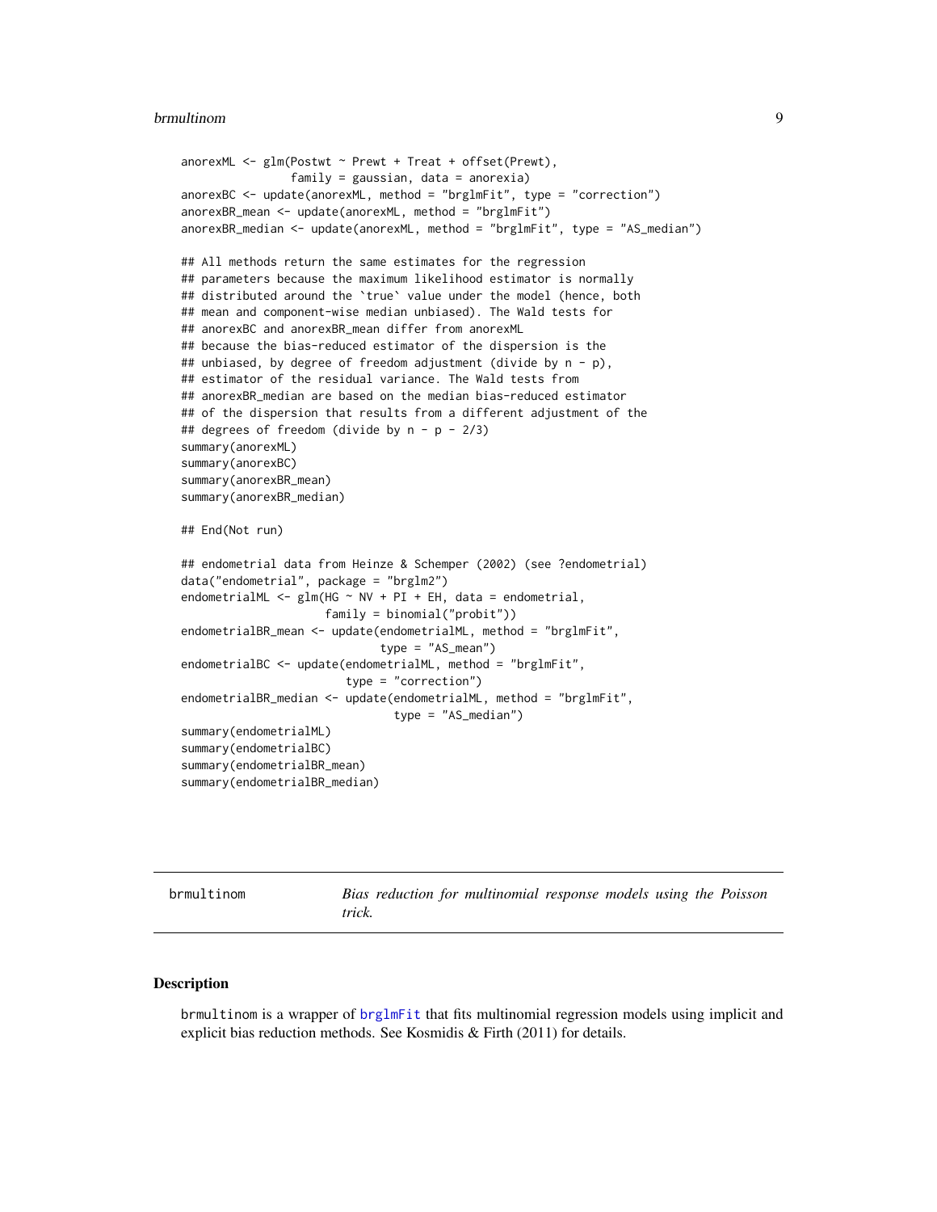```r
anorexML <- glm(Postwt ~ Prewt + Treat + offset(Prewt),
                family = gaussian, data = anorexia)
anorexBC <- update(anorexML, method = "brglmFit", type = "correction")
anorexBR_mean <- update(anorexML, method = "brglmFit")
anorexBR_median <- update(anorexML, method = "brglmFit", type = "AS_median")

## All methods return the same estimates for the regression
## parameters because the maximum likelihood estimator is normally
## distributed around the `true` value under the model (hence, both
## mean and component-wise median unbiased). The Wald tests for
## anorexBC and anorexBR_mean differ from anorexML
## because the bias-reduced estimator of the dispersion is the
## unbiased, by degree of freedom adjustment (divide by n - p),
## estimator of the residual variance. The Wald tests from
## anorexBR_median are based on the median bias-reduced estimator
## of the dispersion that results from a different adjustment of the
## degrees of freedom (divide by n - p - 2/3)
summary(anorexML)
summary(anorexBC)
summary(anorexBR_mean)
summary(anorexBR_median)

## End(Not run)

## endometrial data from Heinze & Schemper (2002) (see ?endometrial)
data("endometrial", package = "brglm2")
endometrialML <- glm(HG ~ NV + PI + EH, data = endometrial,
                     family = binomial("probit"))
endometrialBR_mean <- update(endometrialML, method = "brglmFit",
                             type = "AS_mean")
endometrialBC <- update(endometrialML, method = "brglmFit",
                        type = "correction")
endometrialBR_median <- update(endometrialML, method = "brglmFit",
                               type = "AS_median")
summary(endometrialML)
summary(endometrialBC)
summary(endometrialBR_mean)
summary(endometrialBR_median)
```

## brmultinom — *Bias reduction for multinomial response models using the Poisson trick.*

### Description

brmultinom is a wrapper of brglmFit that fits multinomial regression models using implicit and explicit bias reduction methods. See Kosmidis & Firth (2011) for details.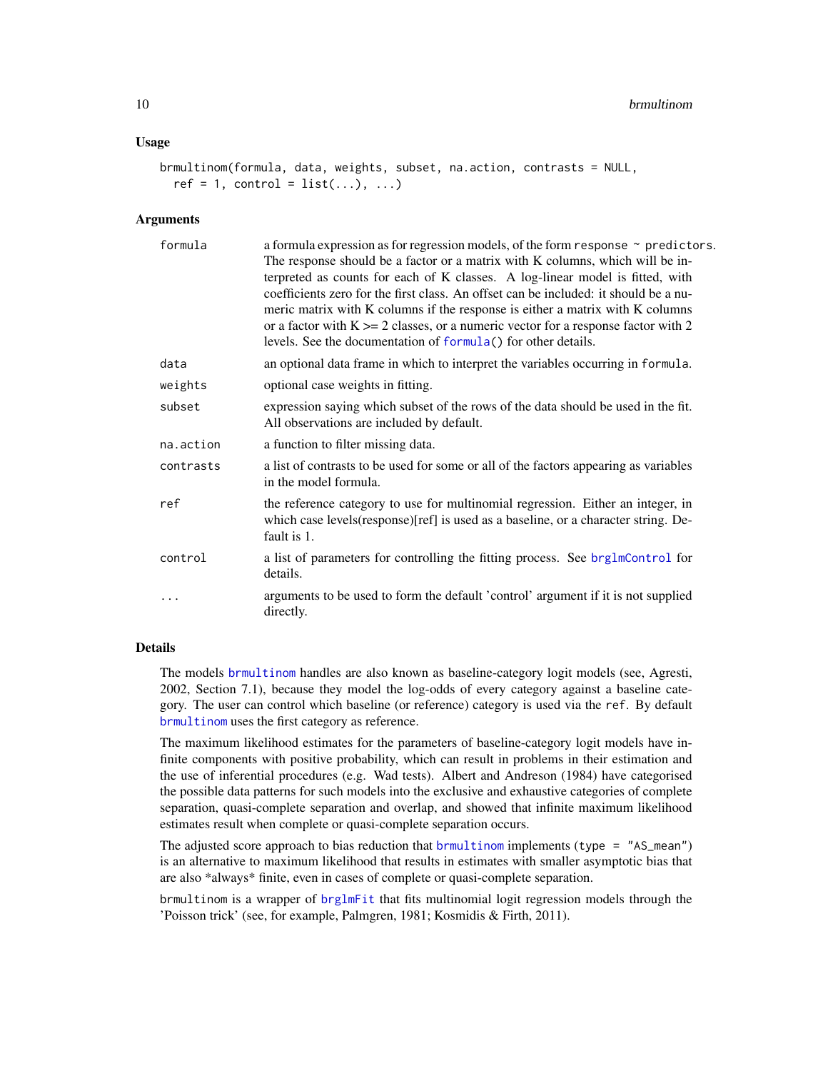### Usage

```
brmultinom(formula, data, weights, subset, na.action, contrasts = NULL,
  ref = 1, control = list(...), ...)
```

### Arguments

| | |
|---|---|
| formula | a formula expression as for regression models, of the form `response ~ predictors`. The response should be a factor or a matrix with K columns, which will be interpreted as counts for each of K classes. A log-linear model is fitted, with coefficients zero for the first class. An offset can be included: it should be a numeric matrix with K columns if the response is either a matrix with K columns or a factor with K >= 2 classes, or a numeric vector for a response factor with 2 levels. See the documentation of `formula()` for other details. |
| data | an optional data frame in which to interpret the variables occurring in `formula`. |
| weights | optional case weights in fitting. |
| subset | expression saying which subset of the rows of the data should be used in the fit. All observations are included by default. |
| na.action | a function to filter missing data. |
| contrasts | a list of contrasts to be used for some or all of the factors appearing as variables in the model formula. |
| ref | the reference category to use for multinomial regression. Either an integer, in which case levels(response)[ref] is used as a baseline, or a character string. Default is 1. |
| control | a list of parameters for controlling the fitting process. See `brglmControl` for details. |
| ... | arguments to be used to form the default 'control' argument if it is not supplied directly. |

### Details

The models `brmultinom` handles are also known as baseline-category logit models (see, Agresti, 2002, Section 7.1), because they model the log-odds of every category against a baseline category. The user can control which baseline (or reference) category is used via the `ref`. By default `brmultinom` uses the first category as reference.

The maximum likelihood estimates for the parameters of baseline-category logit models have infinite components with positive probability, which can result in problems in their estimation and the use of inferential procedures (e.g. Wad tests). Albert and Andreson (1984) have categorised the possible data patterns for such models into the exclusive and exhaustive categories of complete separation, quasi-complete separation and overlap, and showed that infinite maximum likelihood estimates result when complete or quasi-complete separation occurs.

The adjusted score approach to bias reduction that `brmultinom` implements (`type = "AS_mean"`) is an alternative to maximum likelihood that results in estimates with smaller asymptotic bias that are also *always* finite, even in cases of complete or quasi-complete separation.

`brmultinom` is a wrapper of `brglmFit` that fits multinomial logit regression models through the 'Poisson trick' (see, for example, Palmgren, 1981; Kosmidis & Firth, 2011).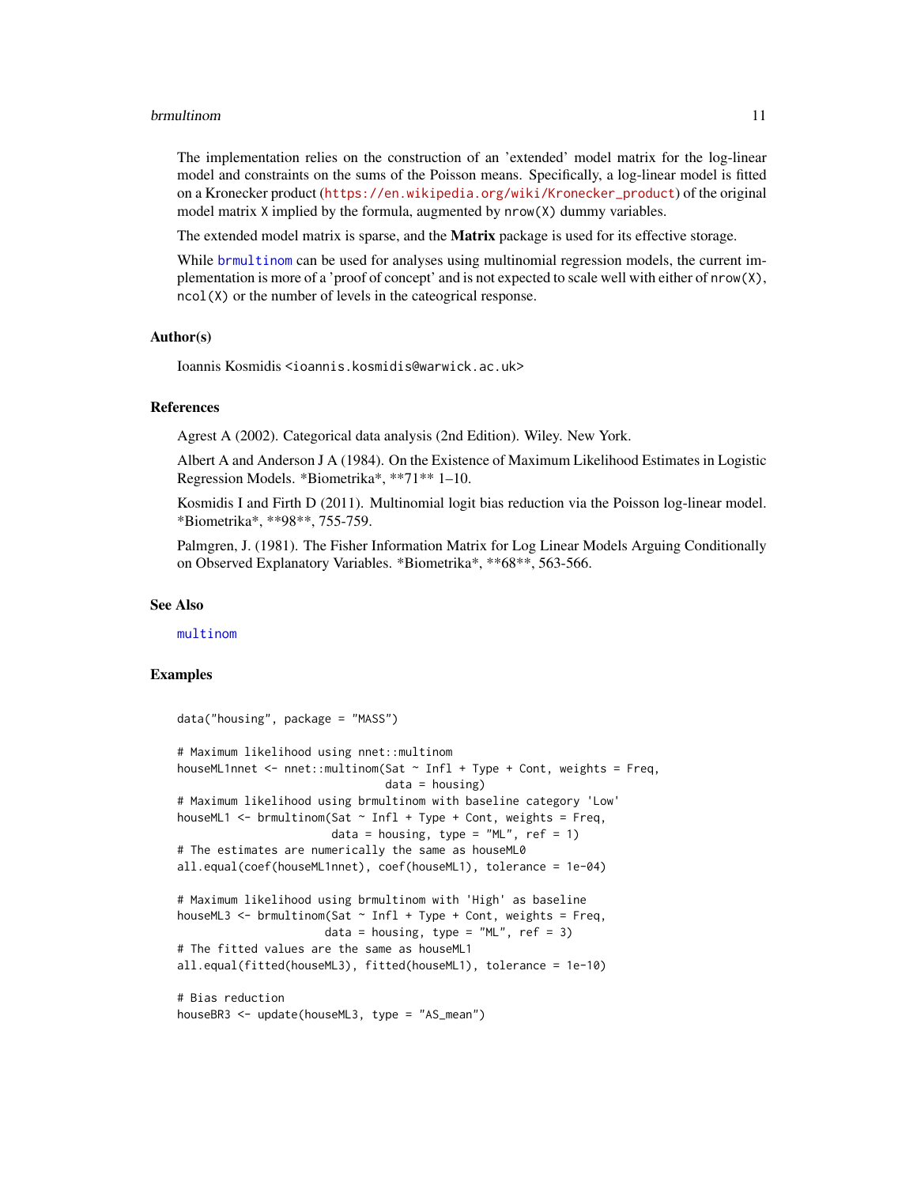The implementation relies on the construction of an 'extended' model matrix for the log-linear model and constraints on the sums of the Poisson means. Specifically, a log-linear model is fitted on a Kronecker product (https://en.wikipedia.org/wiki/Kronecker_product) of the original model matrix `X` implied by the formula, augmented by `nrow(X)` dummy variables.

The extended model matrix is sparse, and the **Matrix** package is used for its effective storage.

While `brmultinom` can be used for analyses using multinomial regression models, the current implementation is more of a 'proof of concept' and is not expected to scale well with either of `nrow(X)`, `ncol(X)` or the number of levels in the cateogrical response.

## Author(s)

Ioannis Kosmidis <ioannis.kosmidis@warwick.ac.uk>

## References

Agrest A (2002). Categorical data analysis (2nd Edition). Wiley. New York.

Albert A and Anderson J A (1984). On the Existence of Maximum Likelihood Estimates in Logistic Regression Models. *Biometrika*, **71** 1–10.

Kosmidis I and Firth D (2011). Multinomial logit bias reduction via the Poisson log-linear model. *Biometrika*, **98**, 755-759.

Palmgren, J. (1981). The Fisher Information Matrix for Log Linear Models Arguing Conditionally on Observed Explanatory Variables. *Biometrika*, **68**, 563-566.

## See Also

`multinom`

## Examples

```
data("housing", package = "MASS")

# Maximum likelihood using nnet::multinom
houseML1nnet <- nnet::multinom(Sat ~ Infl + Type + Cont, weights = Freq,
                               data = housing)
# Maximum likelihood using brmultinom with baseline category 'Low'
houseML1 <- brmultinom(Sat ~ Infl + Type + Cont, weights = Freq,
                       data = housing, type = "ML", ref = 1)
# The estimates are numerically the same as houseML0
all.equal(coef(houseML1nnet), coef(houseML1), tolerance = 1e-04)

# Maximum likelihood using brmultinom with 'High' as baseline
houseML3 <- brmultinom(Sat ~ Infl + Type + Cont, weights = Freq,
                      data = housing, type = "ML", ref = 3)
# The fitted values are the same as houseML1
all.equal(fitted(houseML3), fitted(houseML1), tolerance = 1e-10)

# Bias reduction
houseBR3 <- update(houseML3, type = "AS_mean")
```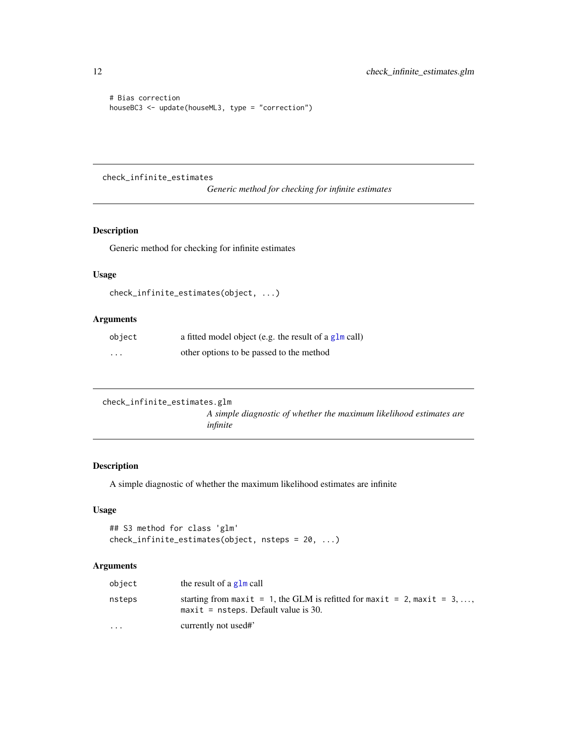```
# Bias correction
houseBC3 <- update(houseML3, type = "correction")
```

---

## check_infinite_estimates

*Generic method for checking for infinite estimates*

### Description

Generic method for checking for infinite estimates

### Usage

```
check_infinite_estimates(object, ...)
```

### Arguments

| | |
|---|---|
| `object` | a fitted model object (e.g. the result of a `glm` call) |
| `...` | other options to be passed to the method |

---

## check_infinite_estimates.glm

*A simple diagnostic of whether the maximum likelihood estimates are infinite*

### Description

A simple diagnostic of whether the maximum likelihood estimates are infinite

### Usage

```
## S3 method for class 'glm'
check_infinite_estimates(object, nsteps = 20, ...)
```

### Arguments

| | |
|---|---|
| `object` | the result of a `glm` call |
| `nsteps` | starting from `maxit = 1`, the GLM is refitted for `maxit = 2`, `maxit = 3`, ..., `maxit = nsteps`. Default value is 30. |
| `...` | currently not used#' |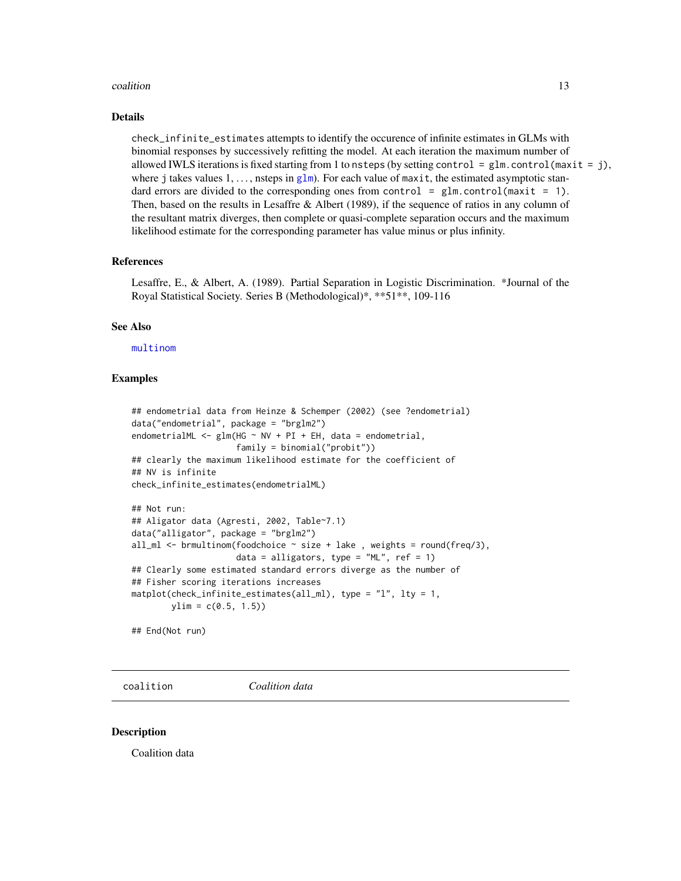### Details

`check_infinite_estimates` attempts to identify the occurence of infinite estimates in GLMs with binomial responses by successively refitting the model. At each iteration the maximum number of allowed IWLS iterations is fixed starting from 1 to `nsteps` (by setting `control = glm.control(maxit = j)`, where j takes values 1, ..., nsteps in `glm`). For each value of `maxit`, the estimated asymptotic standard errors are divided to the corresponding ones from `control = glm.control(maxit = 1)`. Then, based on the results in Lesaffre & Albert (1989), if the sequence of ratios in any column of the resultant matrix diverges, then complete or quasi-complete separation occurs and the maximum likelihood estimate for the corresponding parameter has value minus or plus infinity.

### References

Lesaffre, E., & Albert, A. (1989). Partial Separation in Logistic Discrimination. *Journal of the Royal Statistical Society. Series B (Methodological)*, **51**, 109-116

### See Also

`multinom`

### Examples

```
## endometrial data from Heinze & Schemper (2002) (see ?endometrial)
data("endometrial", package = "brglm2")
endometrialML <- glm(HG ~ NV + PI + EH, data = endometrial,
                     family = binomial("probit"))
## clearly the maximum likelihood estimate for the coefficient of
## NV is infinite
check_infinite_estimates(endometrialML)

## Not run:
## Aligator data (Agresti, 2002, Table~7.1)
data("alligator", package = "brglm2")
all_ml <- brmultinom(foodchoice ~ size + lake , weights = round(freq/3),
                     data = alligators, type = "ML", ref = 1)
## Clearly some estimated standard errors diverge as the number of
## Fisher scoring iterations increases
matplot(check_infinite_estimates(all_ml), type = "l", lty = 1,
        ylim = c(0.5, 1.5))

## End(Not run)
```

---

## coalition *Coalition data*

### Description

Coalition data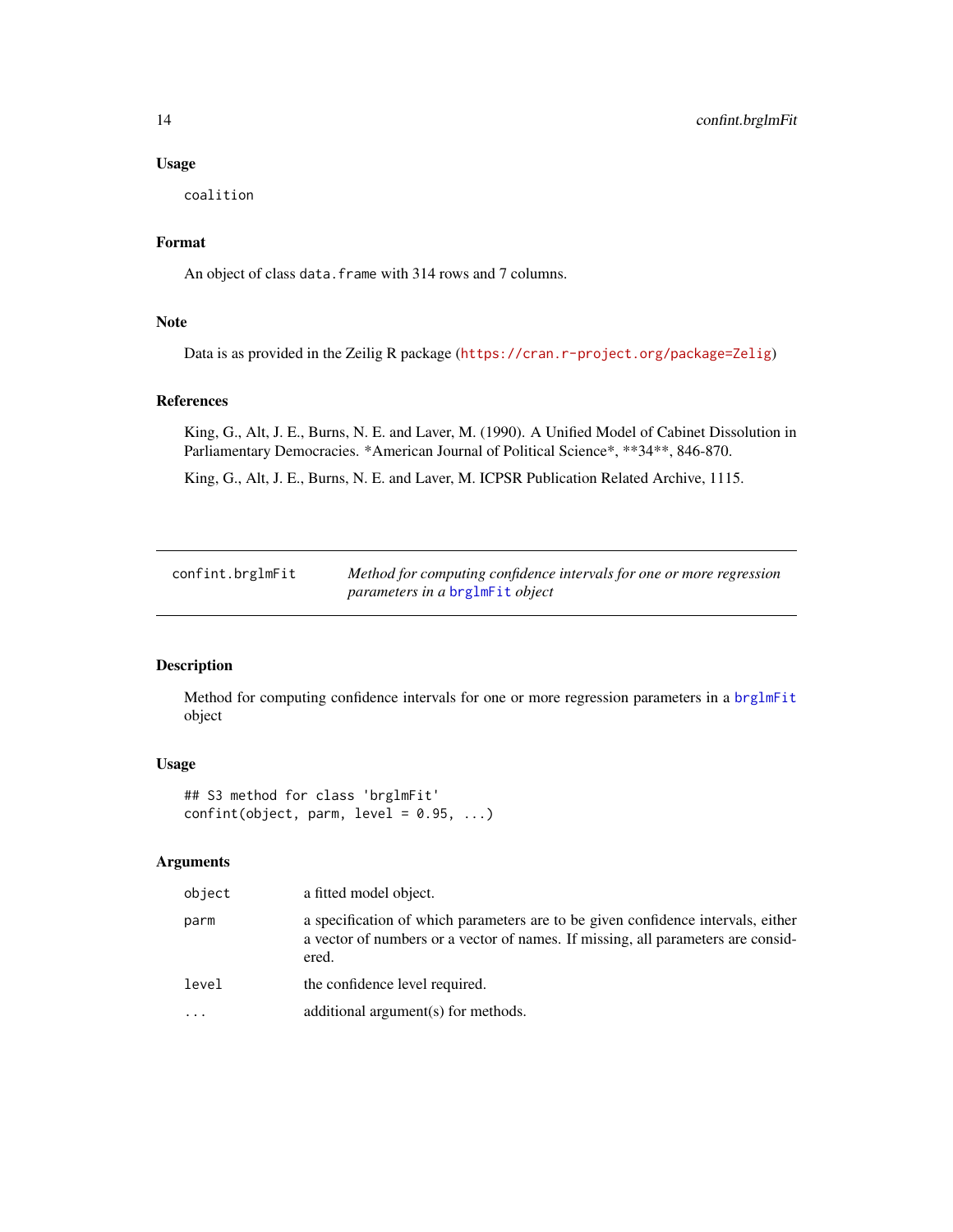### Usage

```
coalition
```

### Format

An object of class `data.frame` with 314 rows and 7 columns.

### Note

Data is as provided in the Zeilig R package (https://cran.r-project.org/package=Zelig)

### References

King, G., Alt, J. E., Burns, N. E. and Laver, M. (1990). A Unified Model of Cabinet Dissolution in Parliamentary Democracies. *American Journal of Political Science*, **34**, 846-870.

King, G., Alt, J. E., Burns, N. E. and Laver, M. ICPSR Publication Related Archive, 1115.

---

## confint.brglmFit — *Method for computing confidence intervals for one or more regression parameters in a brglmFit object*

---

### Description

Method for computing confidence intervals for one or more regression parameters in a `brglmFit` object

### Usage

```
## S3 method for class 'brglmFit'
confint(object, parm, level = 0.95, ...)
```

### Arguments

| | |
|---|---|
| `object` | a fitted model object. |
| `parm` | a specification of which parameters are to be given confidence intervals, either a vector of numbers or a vector of names. If missing, all parameters are considered. |
| `level` | the confidence level required. |
| `...` | additional argument(s) for methods. |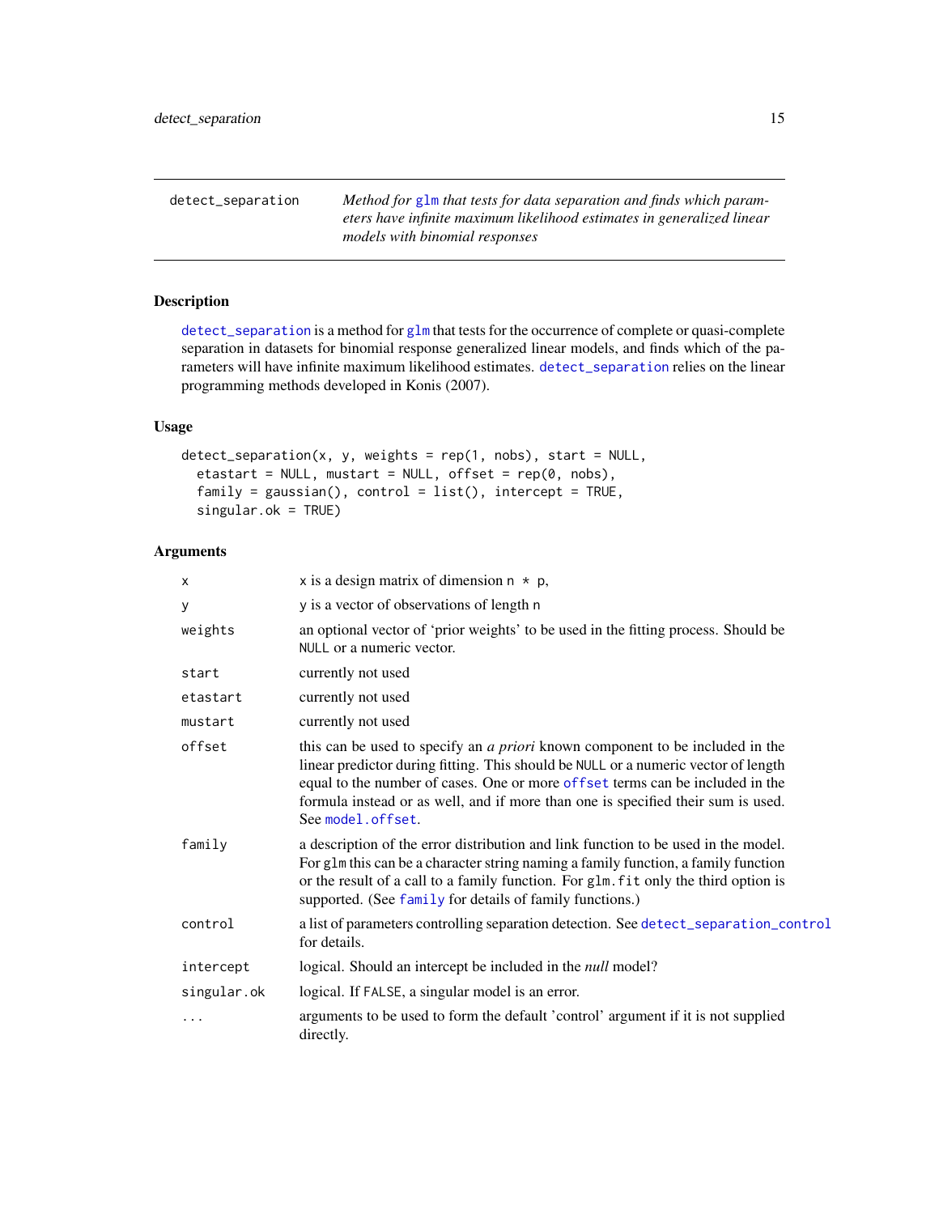## detect_separation

*Method for glm that tests for data separation and finds which parameters have infinite maximum likelihood estimates in generalized linear models with binomial responses*

### Description

detect_separation is a method for glm that tests for the occurrence of complete or quasi-complete separation in datasets for binomial response generalized linear models, and finds which of the parameters will have infinite maximum likelihood estimates. detect_separation relies on the linear programming methods developed in Konis (2007).

### Usage

```
detect_separation(x, y, weights = rep(1, nobs), start = NULL,
  etastart = NULL, mustart = NULL, offset = rep(0, nobs),
  family = gaussian(), control = list(), intercept = TRUE,
  singular.ok = TRUE)
```

### Arguments

| | |
|---|---|
| x | x is a design matrix of dimension n * p, |
| y | y is a vector of observations of length n |
| weights | an optional vector of 'prior weights' to be used in the fitting process. Should be NULL or a numeric vector. |
| start | currently not used |
| etastart | currently not used |
| mustart | currently not used |
| offset | this can be used to specify an *a priori* known component to be included in the linear predictor during fitting. This should be NULL or a numeric vector of length equal to the number of cases. One or more offset terms can be included in the formula instead or as well, and if more than one is specified their sum is used. See model.offset. |
| family | a description of the error distribution and link function to be used in the model. For glm this can be a character string naming a family function, a family function or the result of a call to a family function. For glm.fit only the third option is supported. (See family for details of family functions.) |
| control | a list of parameters controlling separation detection. See detect_separation_control for details. |
| intercept | logical. Should an intercept be included in the *null* model? |
| singular.ok | logical. If FALSE, a singular model is an error. |
| ... | arguments to be used to form the default 'control' argument if it is not supplied directly. |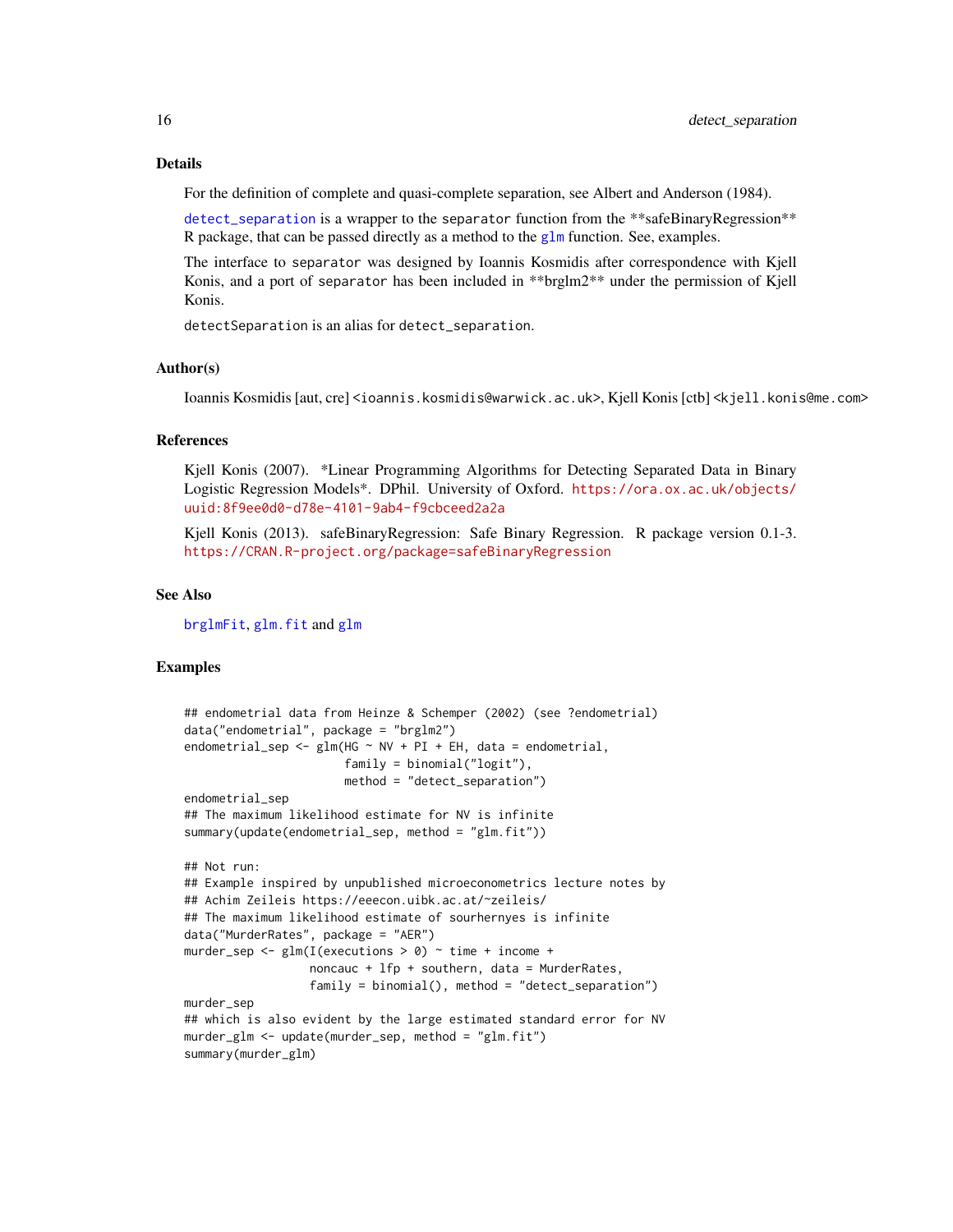### Details

For the definition of complete and quasi-complete separation, see Albert and Anderson (1984).

detect_separation is a wrapper to the separator function from the **safeBinaryRegression** R package, that can be passed directly as a method to the glm function. See, examples.

The interface to separator was designed by Ioannis Kosmidis after correspondence with Kjell Konis, and a port of separator has been included in **brglm2** under the permission of Kjell Konis.

detectSeparation is an alias for detect_separation.

### Author(s)

Ioannis Kosmidis [aut, cre] <ioannis.kosmidis@warwick.ac.uk>, Kjell Konis [ctb] <kjell.konis@me.com>

### References

Kjell Konis (2007). *Linear Programming Algorithms for Detecting Separated Data in Binary Logistic Regression Models*. DPhil. University of Oxford. https://ora.ox.ac.uk/objects/uuid:8f9ee0d0-d78e-4101-9ab4-f9cbceed2a2a

Kjell Konis (2013). safeBinaryRegression: Safe Binary Regression. R package version 0.1-3. https://CRAN.R-project.org/package=safeBinaryRegression

### See Also

brglmFit, glm.fit and glm

### Examples

```
## endometrial data from Heinze & Schemper (2002) (see ?endometrial)
data("endometrial", package = "brglm2")
endometrial_sep <- glm(HG ~ NV + PI + EH, data = endometrial,
                       family = binomial("logit"),
                       method = "detect_separation")
endometrial_sep
## The maximum likelihood estimate for NV is infinite
summary(update(endometrial_sep, method = "glm.fit"))

## Not run:
## Example inspired by unpublished microeconometrics lecture notes by
## Achim Zeileis https://eeecon.uibk.ac.at/~zeileis/
## The maximum likelihood estimate of sourhernyes is infinite
data("MurderRates", package = "AER")
murder_sep <- glm(I(executions > 0) ~ time + income +
                  noncauc + lfp + southern, data = MurderRates,
                  family = binomial(), method = "detect_separation")
murder_sep
## which is also evident by the large estimated standard error for NV
murder_glm <- update(murder_sep, method = "glm.fit")
summary(murder_glm)
```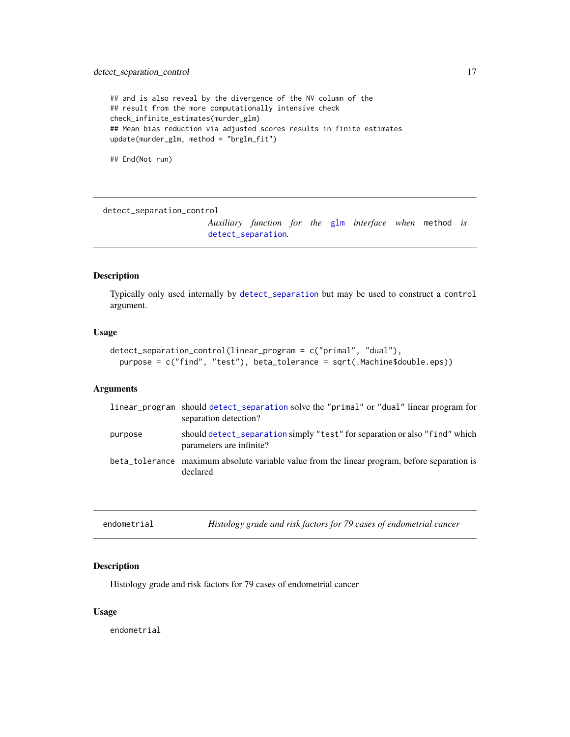```
## and is also reveal by the divergence of the NV column of the
## result from the more computationally intensive check
check_infinite_estimates(murder_glm)
## Mean bias reduction via adjusted scores results in finite estimates
update(murder_glm, method = "brglm_fit")

## End(Not run)
```

## detect_separation_control

*Auxiliary function for the* `glm` *interface when* `method` *is* `detect_separation`.

### Description

Typically only used internally by `detect_separation` but may be used to construct a `control` argument.

### Usage

```
detect_separation_control(linear_program = c("primal", "dual"),
  purpose = c("find", "test"), beta_tolerance = sqrt(.Machine$double.eps))
```

### Arguments

| | |
|---|---|
| `linear_program` | should `detect_separation` solve the `"primal"` or `"dual"` linear program for separation detection? |
| `purpose` | should `detect_separation` simply `"test"` for separation or also `"find"` which parameters are infinite? |
| `beta_tolerance` | maximum absolute variable value from the linear program, before separation is declared |

## endometrial

*Histology grade and risk factors for 79 cases of endometrial cancer*

### Description

Histology grade and risk factors for 79 cases of endometrial cancer

### Usage

```
endometrial
```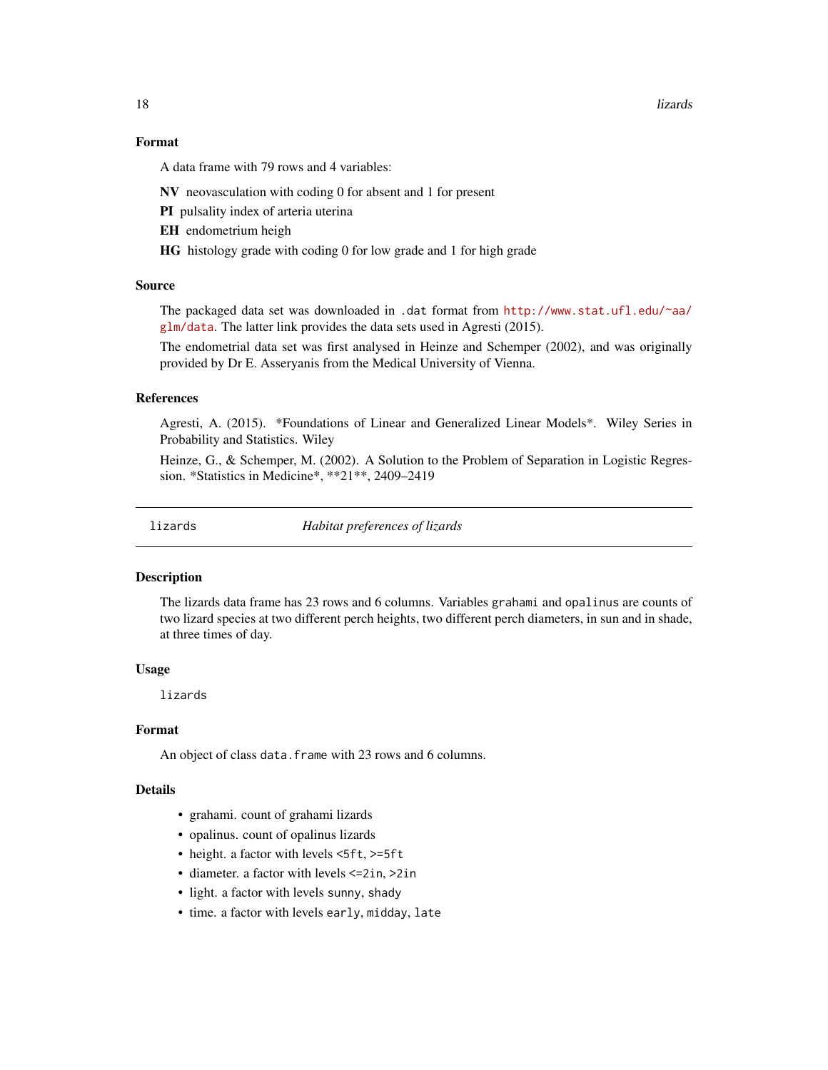### Format

A data frame with 79 rows and 4 variables:

**NV** neovasculation with coding 0 for absent and 1 for present

**PI** pulsality index of arteria uterina

**EH** endometrium heigh

**HG** histology grade with coding 0 for low grade and 1 for high grade

### Source

The packaged data set was downloaded in `.dat` format from `http://www.stat.ufl.edu/~aa/glm/data`. The latter link provides the data sets used in Agresti (2015).

The endometrial data set was first analysed in Heinze and Schemper (2002), and was originally provided by Dr E. Asseryanis from the Medical University of Vienna.

### References

Agresti, A. (2015). *Foundations of Linear and Generalized Linear Models*. Wiley Series in Probability and Statistics. Wiley

Heinze, G., & Schemper, M. (2002). A Solution to the Problem of Separation in Logistic Regression. *Statistics in Medicine*, **21**, 2409–2419

---

## lizards *Habitat preferences of lizards*

### Description

The lizards data frame has 23 rows and 6 columns. Variables `grahami` and `opalinus` are counts of two lizard species at two different perch heights, two different perch diameters, in sun and in shade, at three times of day.

### Usage

```
lizards
```

### Format

An object of class `data.frame` with 23 rows and 6 columns.

### Details

- grahami. count of grahami lizards
- opalinus. count of opalinus lizards
- height. a factor with levels `<5ft`, `>=5ft`
- diameter. a factor with levels `<=2in`, `>2in`
- light. a factor with levels `sunny`, `shady`
- time. a factor with levels `early`, `midday`, `late`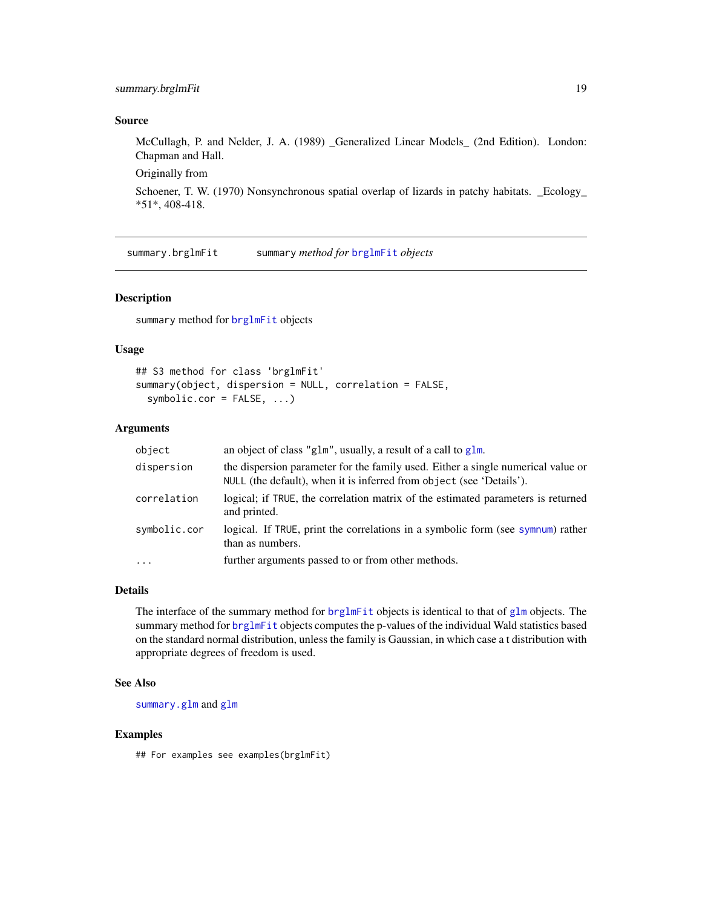## Source

McCullagh, P. and Nelder, J. A. (1989) _Generalized Linear Models_ (2nd Edition). London: Chapman and Hall.

Originally from

Schoener, T. W. (1970) Nonsynchronous spatial overlap of lizards in patchy habitats. _Ecology_ *51*, 408-418.

---

# summary.brglmFit — `summary` *method for* `brglmFit` *objects*

---

### Description

`summary` method for `brglmFit` objects

### Usage

```
## S3 method for class 'brglmFit'
summary(object, dispersion = NULL, correlation = FALSE,
  symbolic.cor = FALSE, ...)
```

### Arguments

| | |
|---|---|
| `object` | an object of class `"glm"`, usually, a result of a call to `glm`. |
| `dispersion` | the dispersion parameter for the family used. Either a single numerical value or `NULL` (the default), when it is inferred from `object` (see 'Details'). |
| `correlation` | logical; if `TRUE`, the correlation matrix of the estimated parameters is returned and printed. |
| `symbolic.cor` | logical. If `TRUE`, print the correlations in a symbolic form (see `symnum`) rather than as numbers. |
| `...` | further arguments passed to or from other methods. |

### Details

The interface of the summary method for `brglmFit` objects is identical to that of `glm` objects. The summary method for `brglmFit` objects computes the p-values of the individual Wald statistics based on the standard normal distribution, unless the family is Gaussian, in which case a t distribution with appropriate degrees of freedom is used.

### See Also

`summary.glm` and `glm`

### Examples

```
## For examples see examples(brglmFit)
```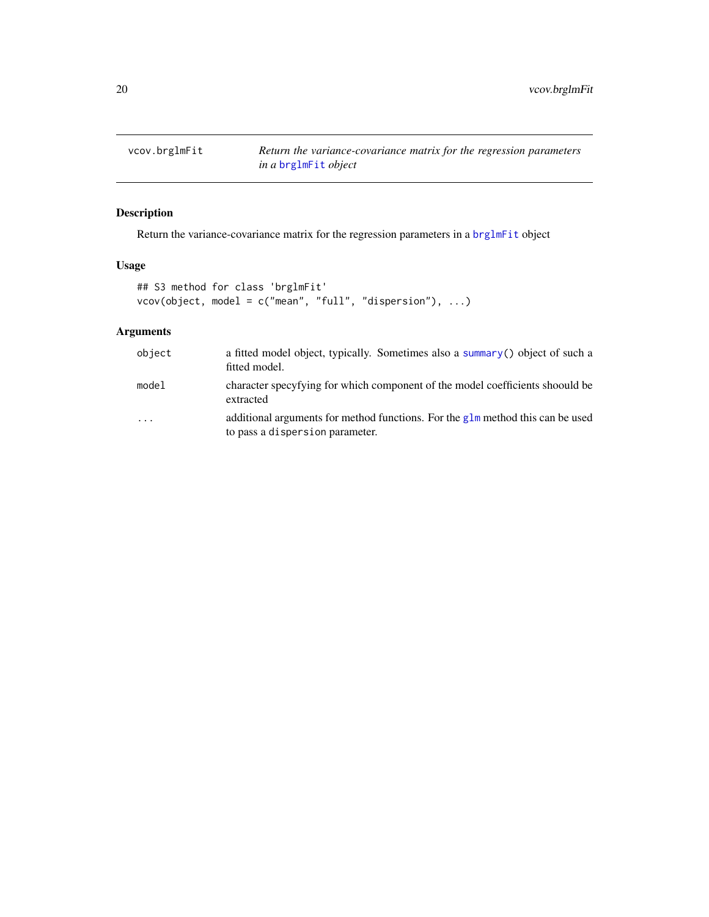# vcov.brglmFit — *Return the variance-covariance matrix for the regression parameters in a brglmFit object*

## Description

Return the variance-covariance matrix for the regression parameters in a brglmFit object

## Usage

```
## S3 method for class 'brglmFit'
vcov(object, model = c("mean", "full", "dispersion"), ...)
```

## Arguments

| | |
|---|---|
| object | a fitted model object, typically. Sometimes also a summary() object of such a fitted model. |
| model | character specyfying for which component of the model coefficients shoould be extracted |
| ... | additional arguments for method functions. For the glm method this can be used to pass a dispersion parameter. |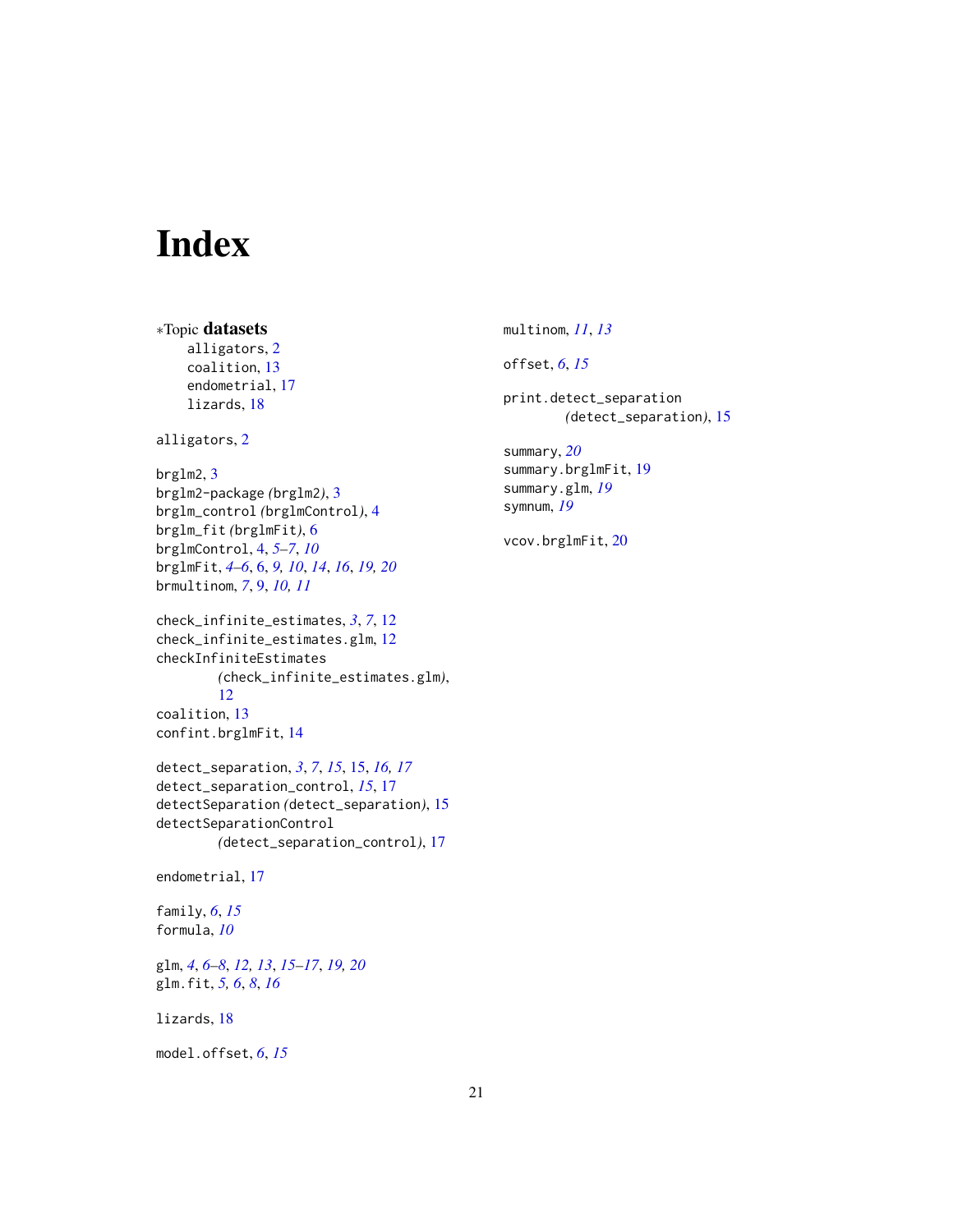# Index

∗Topic **datasets**

alligators, 2
coalition, 13
endometrial, 17
lizards, 18

alligators, 2

brglm2, 3
brglm2-package *(*brglm2*)*, 3
brglm_control *(*brglmControl*)*, 4
brglm_fit *(*brglmFit*)*, 6
brglmControl, 4, *5–7*, *10*
brglmFit, *4–6*, 6, *9, 10*, *14*, *16*, *19, 20*
brmultinom, *7*, 9, *10, 11*

check_infinite_estimates, *3*, *7*, 12
check_infinite_estimates.glm, 12
checkInfiniteEstimates *(*check_infinite_estimates.glm*)*, 12
coalition, 13
confint.brglmFit, 14

detect_separation, *3*, *7*, *15*, 15, *16, 17*
detect_separation_control, *15*, 17
detectSeparation *(*detect_separation*)*, 15
detectSeparationControl *(*detect_separation_control*)*, 17

endometrial, 17

family, *6*, *15*
formula, *10*

glm, *4*, *6–8*, *12, 13*, *15–17*, *19, 20*
glm.fit, *5, 6*, *8*, *16*

lizards, 18

model.offset, *6*, *15*

multinom, *11*, *13*

offset, *6*, *15*

print.detect_separation *(*detect_separation*)*, 15

summary, *20*
summary.brglmFit, 19
summary.glm, *19*
symnum, *19*

vcov.brglmFit, 20